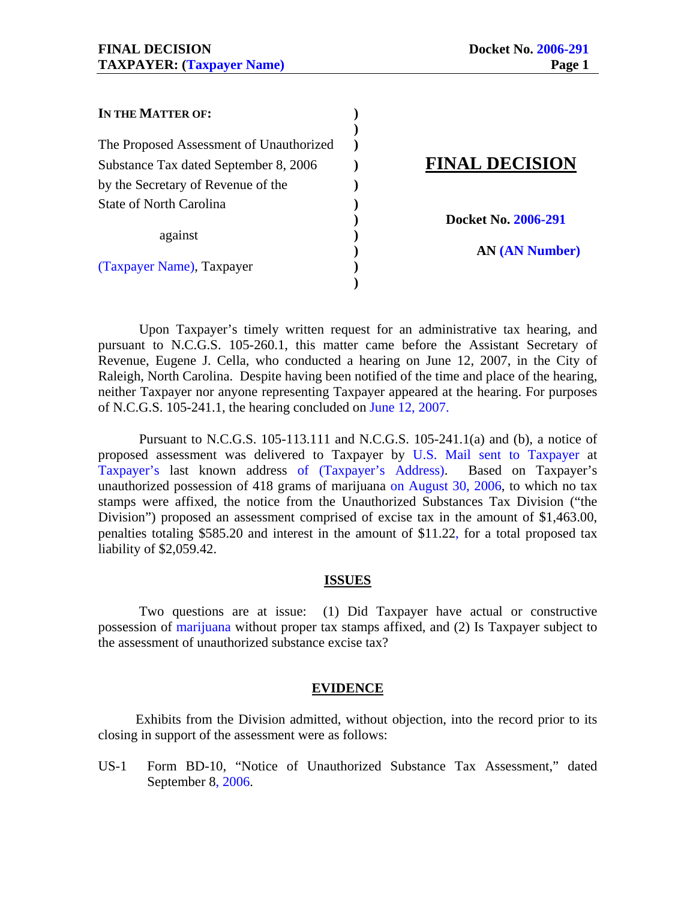**IN THE MATTER OF:**

The Proposed Assessment of Unauthorized Substance Tax dated September 8, 2006 by the Secretary of Revenue of the State of North Carolina

against

(Taxpayer Name), Taxpayer

# FINAL DECISION

**Docket No. 2006-291**

**AN (AN Number)**

Upon Taxpayer's timely written request for an administrative tax hearing, and pursuant to N.C.G.S. 105-260.1, this matter came before the Assistant Secretary of Revenue, Eugene J. Cella, who conducted a hearing on June 12, 2007, in the City of Raleigh, North Carolina. Despite having been notified of the time and place of the hearing, neither Taxpayer nor anyone representing Taxpayer appeared at the hearing. For purposes of N.C.G.S. 105-241.1, the hearing concluded on June 12, 2007.

Pursuant to N.C.G.S. 105-113.111 and N.C.G.S. 105-241.1(a) and (b), a notice of proposed assessment was delivered to Taxpayer by U.S. Mail sent to Taxpayer at Taxpayer's last known address of (Taxpayer's Address). Based on Taxpayer's unauthorized possession of 418 grams of marijuana on August 30, 2006, to which no tax stamps were affixed, the notice from the Unauthorized Substances Tax Division ("the Division") proposed an assessment comprised of excise tax in the amount of $1,463.00, penalties totaling $585.20 and interest in the amount of $11.22, for a total proposed tax liability of $2,059.42.

## ISSUES

Two questions are at issue: (1) Did Taxpayer have actual or constructive possession of marijuana without proper tax stamps affixed, and (2) Is Taxpayer subject to the assessment of unauthorized substance excise tax?

## EVIDENCE

Exhibits from the Division admitted, without objection, into the record prior to its closing in support of the assessment were as follows:

US-1 Form BD-10, "Notice of Unauthorized Substance Tax Assessment," dated September 8, 2006.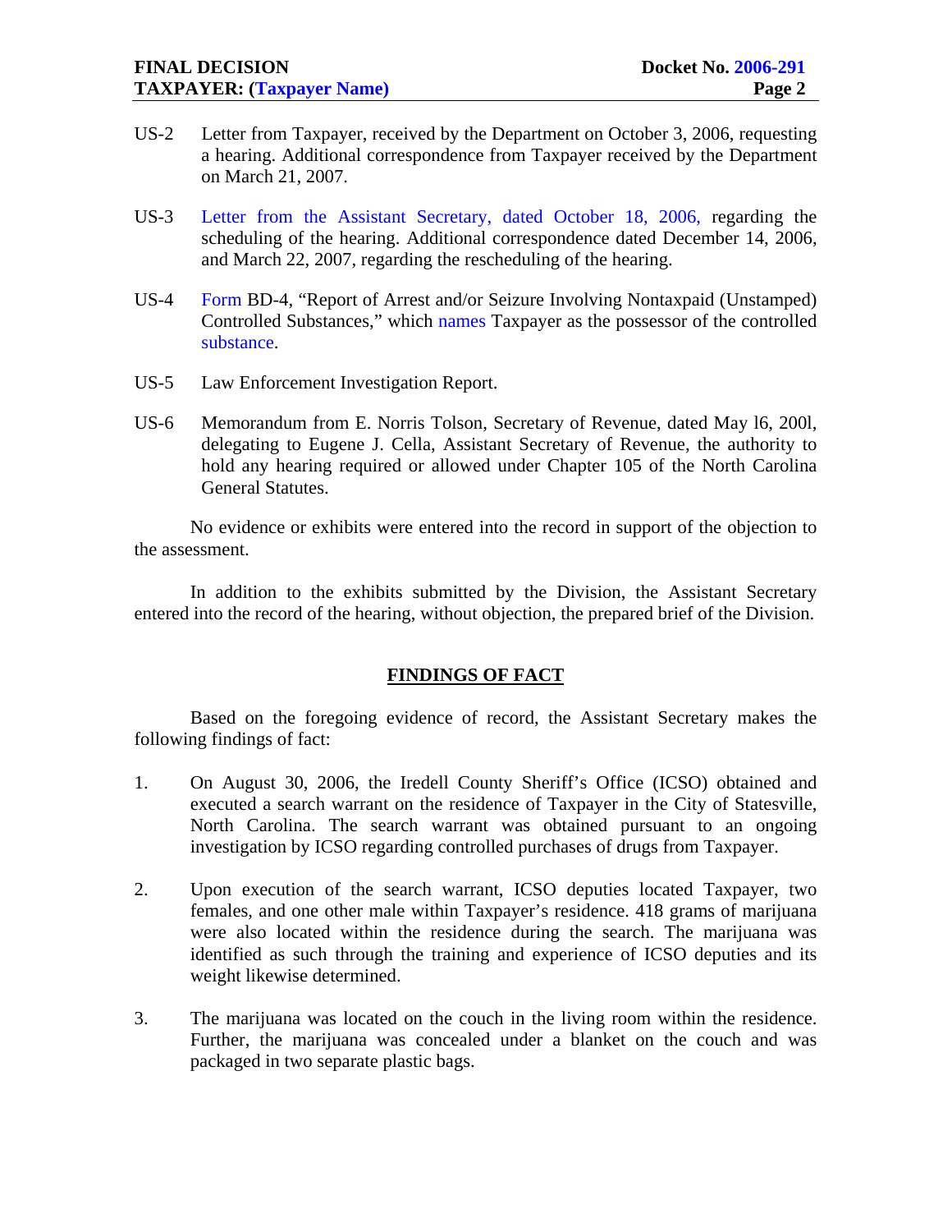US-2 Letter from Taxpayer, received by the Department on October 3, 2006, requesting a hearing. Additional correspondence from Taxpayer received by the Department on March 21, 2007.

US-3 Letter from the Assistant Secretary, dated October 18, 2006, regarding the scheduling of the hearing. Additional correspondence dated December 14, 2006, and March 22, 2007, regarding the rescheduling of the hearing.

US-4 Form BD-4, "Report of Arrest and/or Seizure Involving Nontaxpaid (Unstamped) Controlled Substances," which names Taxpayer as the possessor of the controlled substance.

US-5 Law Enforcement Investigation Report.

US-6 Memorandum from E. Norris Tolson, Secretary of Revenue, dated May l6, 200l, delegating to Eugene J. Cella, Assistant Secretary of Revenue, the authority to hold any hearing required or allowed under Chapter 105 of the North Carolina General Statutes.

No evidence or exhibits were entered into the record in support of the objection to the assessment.

In addition to the exhibits submitted by the Division, the Assistant Secretary entered into the record of the hearing, without objection, the prepared brief of the Division.

## FINDINGS OF FACT

Based on the foregoing evidence of record, the Assistant Secretary makes the following findings of fact:

1. On August 30, 2006, the Iredell County Sheriff's Office (ICSO) obtained and executed a search warrant on the residence of Taxpayer in the City of Statesville, North Carolina. The search warrant was obtained pursuant to an ongoing investigation by ICSO regarding controlled purchases of drugs from Taxpayer.

2. Upon execution of the search warrant, ICSO deputies located Taxpayer, two females, and one other male within Taxpayer's residence. 418 grams of marijuana were also located within the residence during the search. The marijuana was identified as such through the training and experience of ICSO deputies and its weight likewise determined.

3. The marijuana was located on the couch in the living room within the residence. Further, the marijuana was concealed under a blanket on the couch and was packaged in two separate plastic bags.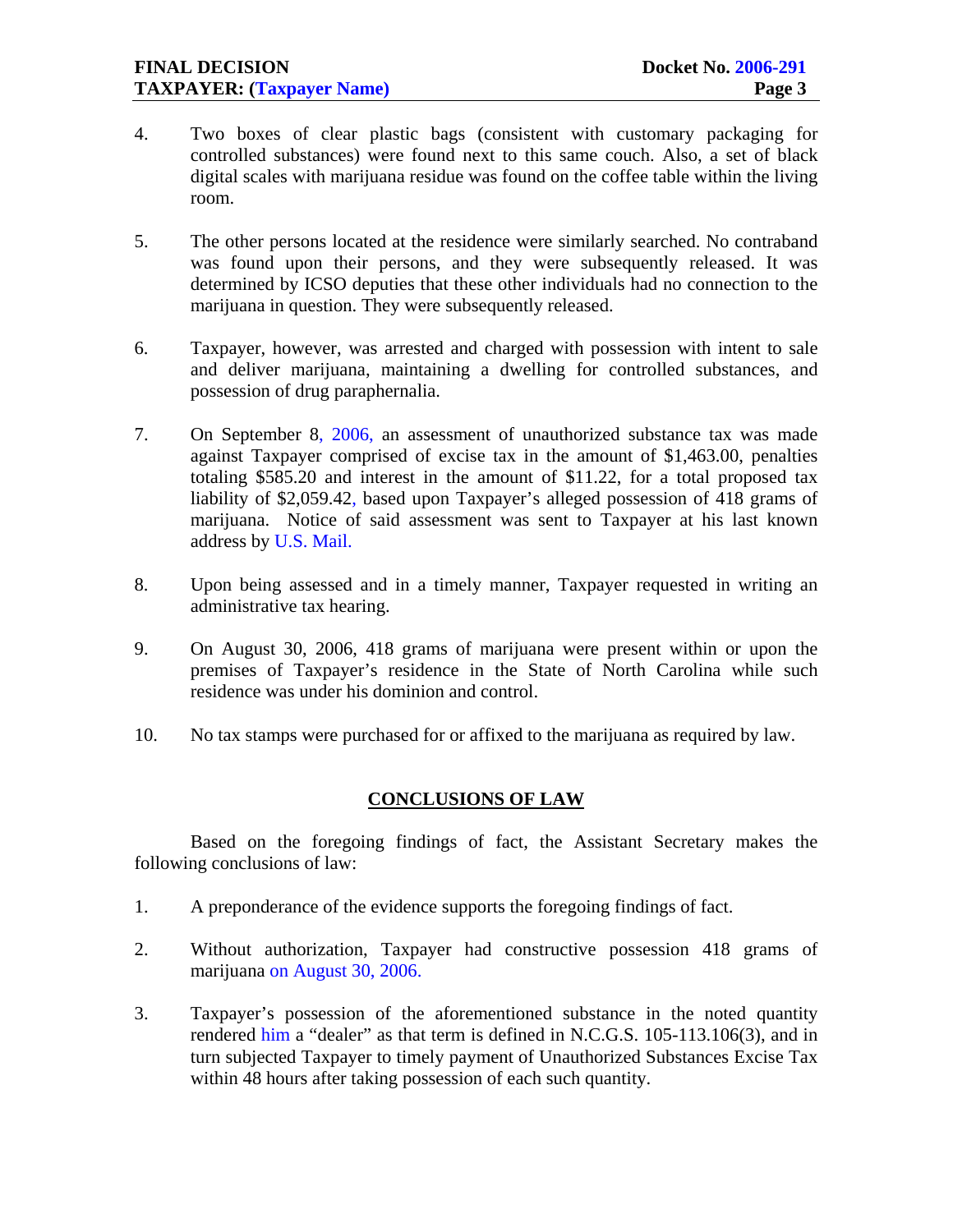4. Two boxes of clear plastic bags (consistent with customary packaging for controlled substances) were found next to this same couch. Also, a set of black digital scales with marijuana residue was found on the coffee table within the living room.

5. The other persons located at the residence were similarly searched. No contraband was found upon their persons, and they were subsequently released. It was determined by ICSO deputies that these other individuals had no connection to the marijuana in question. They were subsequently released.

6. Taxpayer, however, was arrested and charged with possession with intent to sale and deliver marijuana, maintaining a dwelling for controlled substances, and possession of drug paraphernalia.

7. On September 8, 2006, an assessment of unauthorized substance tax was made against Taxpayer comprised of excise tax in the amount of $1,463.00, penalties totaling $585.20 and interest in the amount of $11.22, for a total proposed tax liability of $2,059.42, based upon Taxpayer's alleged possession of 418 grams of marijuana. Notice of said assessment was sent to Taxpayer at his last known address by U.S. Mail.

8. Upon being assessed and in a timely manner, Taxpayer requested in writing an administrative tax hearing.

9. On August 30, 2006, 418 grams of marijuana were present within or upon the premises of Taxpayer's residence in the State of North Carolina while such residence was under his dominion and control.

10. No tax stamps were purchased for or affixed to the marijuana as required by law.

## CONCLUSIONS OF LAW

Based on the foregoing findings of fact, the Assistant Secretary makes the following conclusions of law:

1. A preponderance of the evidence supports the foregoing findings of fact.

2. Without authorization, Taxpayer had constructive possession 418 grams of marijuana on August 30, 2006.

3. Taxpayer's possession of the aforementioned substance in the noted quantity rendered him a "dealer" as that term is defined in N.C.G.S. 105-113.106(3), and in turn subjected Taxpayer to timely payment of Unauthorized Substances Excise Tax within 48 hours after taking possession of each such quantity.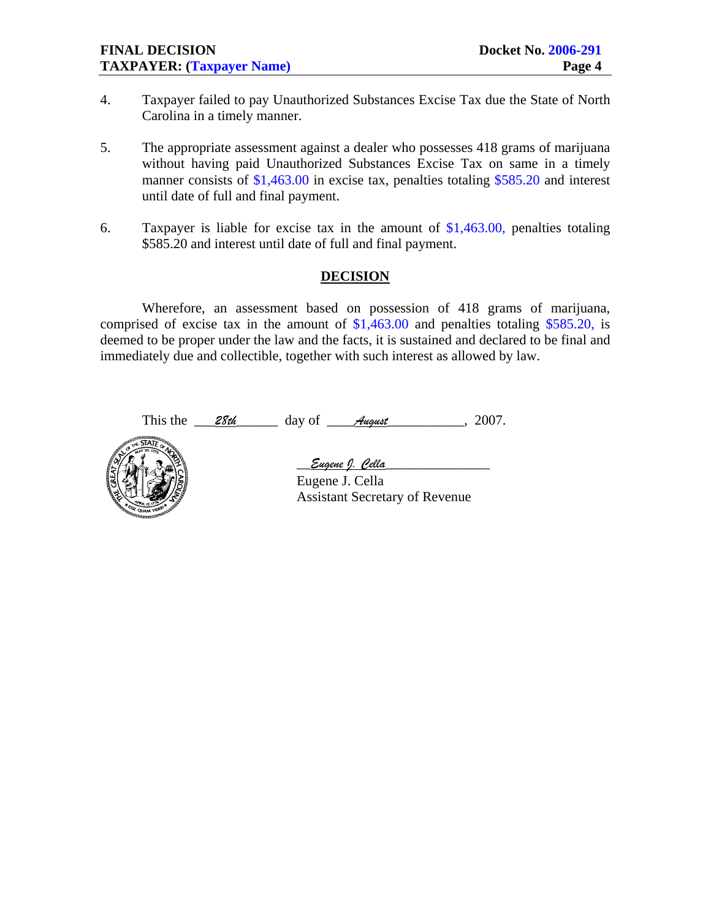4. Taxpayer failed to pay Unauthorized Substances Excise Tax due the State of North Carolina in a timely manner.

5. The appropriate assessment against a dealer who possesses 418 grams of marijuana without having paid Unauthorized Substances Excise Tax on same in a timely manner consists of $1,463.00 in excise tax, penalties totaling $585.20 and interest until date of full and final payment.

6. Taxpayer is liable for excise tax in the amount of $1,463.00, penalties totaling $585.20 and interest until date of full and final payment.

## DECISION

Wherefore, an assessment based on possession of 418 grams of marijuana, comprised of excise tax in the amount of $1,463.00 and penalties totaling $585.20, is deemed to be proper under the law and the facts, it is sustained and declared to be final and immediately due and collectible, together with such interest as allowed by law.

This the ___*28th*______ day of ____*August*___________, 2007.

__*Eugene J. Cella*________________
Eugene J. Cella
Assistant Secretary of Revenue